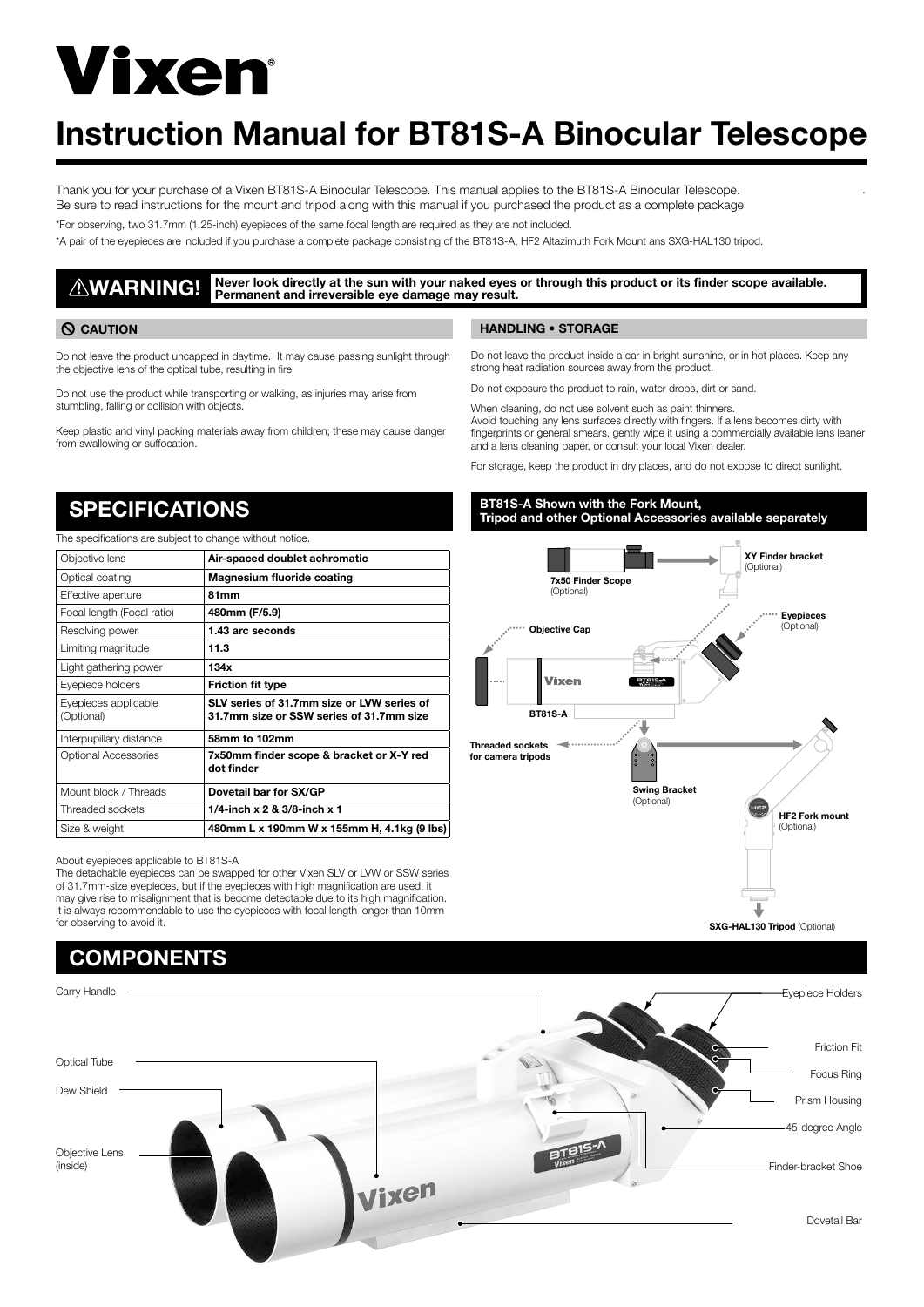# Vixen

# Instruction Manual for BT81S-A Binocular Telescope

Thank you for your purchase of a Vixen BT81S-A Binocular Telescope. This manual applies to the BT81S-A Binocular Telescope. Be sure to read instructions for the mount and tripod along with this manual if you purchased the product as a complete package

*For observing, two 31.7mm (1.25-inch) eyepieces of the same focal length are required as they are not included.

*A pair of the eyepieces are included if you purchase a complete package consisting of the BT81S-A, HF2 Altazimuth Fork Mount ans SXG-HAL130 tripod.

**⚠WARNING! Never look directly at the sun with your naked eyes or through this product or its finder scope available. Permanent and irreversible eye damage may result.**

### CAUTION

Do not leave the product uncapped in daytime. It may cause passing sunlight through the objective lens of the optical tube, resulting in fire

Do not use the product while transporting or walking, as injuries may arise from stumbling, falling or collision with objects.

Keep plastic and vinyl packing materials away from children; these may cause danger from swallowing or suffocation.

### HANDLING • STORAGE

Do not leave the product inside a car in bright sunshine, or in hot places. Keep any strong heat radiation sources away from the product.

Do not exposure the product to rain, water drops, dirt or sand.

When cleaning, do not use solvent such as paint thinners.
Avoid touching any lens surfaces directly with fingers. If a lens becomes dirty with fingerprints or general smears, gently wipe it using a commercially available lens leaner and a lens cleaning paper, or consult your local Vixen dealer.

For storage, keep the product in dry places, and do not expose to direct sunlight.

## SPECIFICATIONS

The specifications are subject to change without notice.

| Objective lens | **Air-spaced doublet achromatic** |
|---|---|
| Optical coating | **Magnesium fluoride coating** |
| Effective aperture | **81mm** |
| Focal length (Focal ratio) | **480mm (F/5.9)** |
| Resolving power | **1.43 arc seconds** |
| Limiting magnitude | **11.3** |
| Light gathering power | **134x** |
| Eyepiece holders | **Friction fit type** |
| Eyepieces applicable (Optional) | **SLV series of 31.7mm size or LVW series of 31.7mm size or SSW series of 31.7mm size** |
| Interpupillary distance | **58mm to 102mm** |
| Optional Accessories | **7x50mm finder scope & bracket or X-Y red dot finder** |
| Mount block / Threads | **Dovetail bar for SX/GP** |
| Threaded sockets | **1/4-inch x 2 & 3/8-inch x 1** |
| Size & weight | **480mm L x 190mm W x 155mm H, 4.1kg (9 lbs)** |

About eyepieces applicable to BT81S-A
The detachable eyepieces can be swapped for other Vixen SLV or LVW or SSW series of 31.7mm-size eyepieces, but if the eyepieces with high magnification are used, it may give rise to misalignment that is become detectable due to its high magnification. It is always recommendable to use the eyepieces with focal length longer than 10mm for observing to avoid it.

### BT81S-A Shown with the Fork Mount, Tripod and other Optional Accessories available separately

XY Finder bracket (Optional)
7x50 Finder Scope (Optional)
Eyepieces (Optional)
Objective Cap
BT81S-A
Threaded sockets for camera tripods
Swing Bracket (Optional)
HF2 Fork mount (Optional)
SXG-HAL130 Tripod (Optional)

## COMPONENTS

Carry Handle
Optical Tube
Dew Shield
Objective Lens (inside)
Eyepiece Holders
Friction Fit
Focus Ring
Prism Housing
45-degree Angle
Finder-bracket Shoe
Dovetail Bar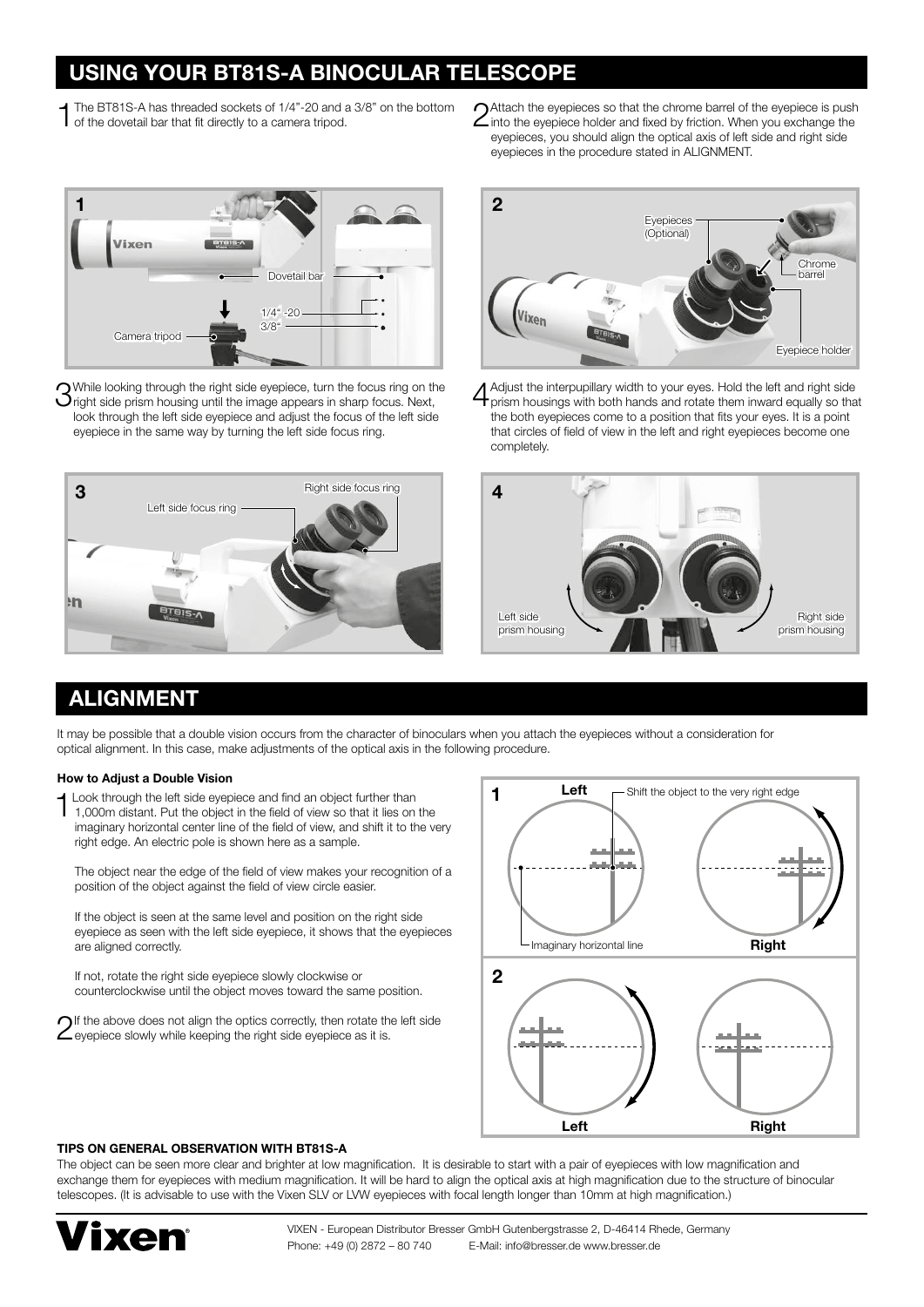## USING YOUR BT81S-A BINOCULAR TELESCOPE

1 The BT81S-A has threaded sockets of 1/4"-20 and a 3/8" on the bottom of the dovetail bar that fit directly to a camera tripod.

1
Dovetail bar
1/4" -20
3/8"
Camera tripod

2 Attach the eyepieces so that the chrome barrel of the eyepiece is push into the eyepiece holder and fixed by friction. When you exchange the eyepieces, you should align the optical axis of left side and right side eyepieces in the procedure stated in ALIGNMENT.

2
Eyepieces (Optional)
Chrome barrel
Eyepiece holder

3 While looking through the right side eyepiece, turn the focus ring on the right side prism housing until the image appears in sharp focus. Next, look through the left side eyepiece and adjust the focus of the left side eyepiece in the same way by turning the left side focus ring.

3
Right side focus ring
Left side focus ring

4 Adjust the interpupillary width to your eyes. Hold the left and right side prism housings with both hands and rotate them inward equally so that the both eyepieces come to a position that fits your eyes. It is a point that circles of field of view in the left and right eyepieces become one completely.

4
Left side prism housing
Right side prism housing

## ALIGNMENT

It may be possible that a double vision occurs from the character of binoculars when you attach the eyepieces without a consideration for optical alignment. In this case, make adjustments of the optical axis in the following procedure.

**How to Adjust a Double Vision**

1 Look through the left side eyepiece and find an object further than 1,000m distant. Put the object in the field of view so that it lies on the imaginary horizontal center line of the field of view, and shift it to the very right edge. An electric pole is shown here as a sample.

The object near the edge of the field of view makes your recognition of a position of the object against the field of view circle easier.

If the object is seen at the same level and position on the right side eyepiece as seen with the left side eyepiece, it shows that the eyepieces are aligned correctly.

If not, rotate the right side eyepiece slowly clockwise or counterclockwise until the object moves toward the same position.

2 If the above does not align the optics correctly, then rotate the left side eyepiece slowly while keeping the right side eyepiece as it is.

1
Left
Shift the object to the very right edge
Imaginary horizontal line
Right

2
Left
Right

**TIPS ON GENERAL OBSERVATION WITH BT81S-A**

The object can be seen more clear and brighter at low magnification. It is desirable to start with a pair of eyepieces with low magnification and exchange them for eyepieces with medium magnification. It will be hard to align the optical axis at high magnification due to the structure of binocular telescopes. (It is advisable to use with the Vixen SLV or LVW eyepieces with focal length longer than 10mm at high magnification.)

Vixen

VIXEN - European Distributor Bresser GmbH Gutenbergstrasse 2, D-46414 Rhede, Germany
Phone: +49 (0) 2872 – 80 740 E-Mail: info@bresser.de www.bresser.de